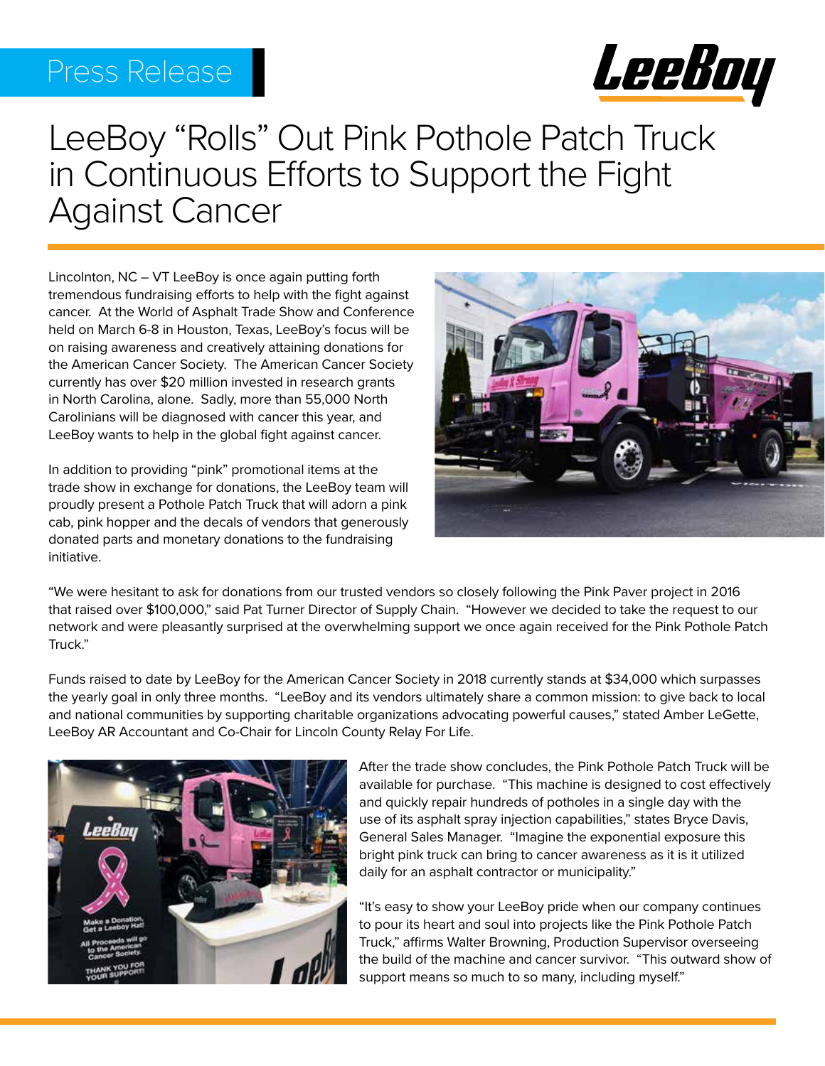Press Release

# LeeBoy "Rolls" Out Pink Pothole Patch Truck in Continuous Efforts to Support the Fight Against Cancer

Lincolnton, NC – VT LeeBoy is once again putting forth tremendous fundraising efforts to help with the fight against cancer. At the World of Asphalt Trade Show and Conference held on March 6-8 in Houston, Texas, LeeBoy's focus will be on raising awareness and creatively attaining donations for the American Cancer Society. The American Cancer Society currently has over $20 million invested in research grants in North Carolina, alone. Sadly, more than 55,000 North Carolinians will be diagnosed with cancer this year, and LeeBoy wants to help in the global fight against cancer.

In addition to providing "pink" promotional items at the trade show in exchange for donations, the LeeBoy team will proudly present a Pothole Patch Truck that will adorn a pink cab, pink hopper and the decals of vendors that generously donated parts and monetary donations to the fundraising initiative.

"We were hesitant to ask for donations from our trusted vendors so closely following the Pink Paver project in 2016 that raised over $100,000," said Pat Turner Director of Supply Chain. "However we decided to take the request to our network and were pleasantly surprised at the overwhelming support we once again received for the Pink Pothole Patch Truck."

Funds raised to date by LeeBoy for the American Cancer Society in 2018 currently stands at $34,000 which surpasses the yearly goal in only three months. "LeeBoy and its vendors ultimately share a common mission: to give back to local and national communities by supporting charitable organizations advocating powerful causes," stated Amber LeGette, LeeBoy AR Accountant and Co-Chair for Lincoln County Relay For Life.

After the trade show concludes, the Pink Pothole Patch Truck will be available for purchase. "This machine is designed to cost effectively and quickly repair hundreds of potholes in a single day with the use of its asphalt spray injection capabilities," states Bryce Davis, General Sales Manager. "Imagine the exponential exposure this bright pink truck can bring to cancer awareness as it is it utilized daily for an asphalt contractor or municipality."

"It's easy to show your LeeBoy pride when our company continues to pour its heart and soul into projects like the Pink Pothole Patch Truck," affirms Walter Browning, Production Supervisor overseeing the build of the machine and cancer survivor. "This outward show of support means so much to so many, including myself."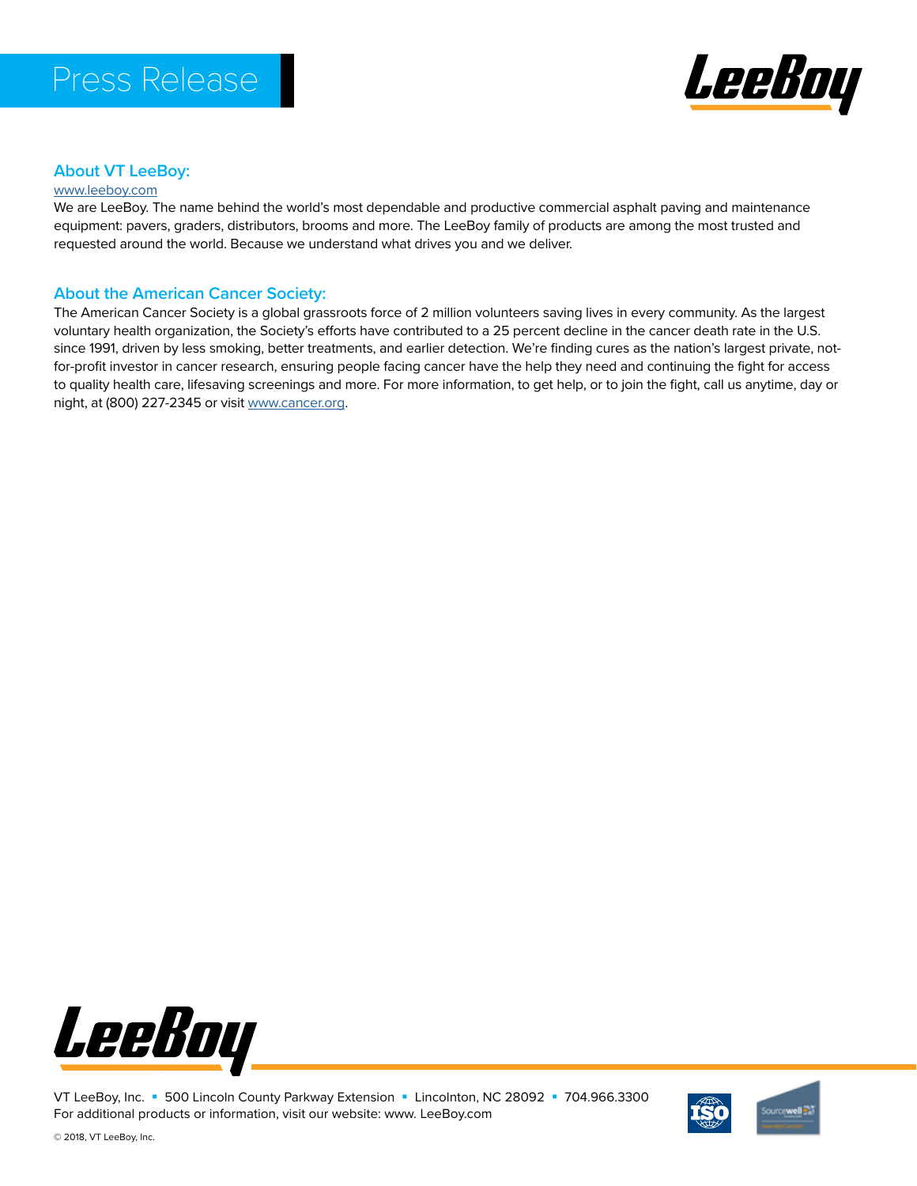## About VT LeeBoy:

www.leeboy.com

We are LeeBoy. The name behind the world's most dependable and productive commercial asphalt paving and maintenance equipment: pavers, graders, distributors, brooms and more. The LeeBoy family of products are among the most trusted and requested around the world. Because we understand what drives you and we deliver.

## About the American Cancer Society:

The American Cancer Society is a global grassroots force of 2 million volunteers saving lives in every community. As the largest voluntary health organization, the Society's efforts have contributed to a 25 percent decline in the cancer death rate in the U.S. since 1991, driven by less smoking, better treatments, and earlier detection. We're finding cures as the nation's largest private, not-for-profit investor in cancer research, ensuring people facing cancer have the help they need and continuing the fight for access to quality health care, lifesaving screenings and more. For more information, to get help, or to join the fight, call us anytime, day or night, at (800) 227-2345 or visit www.cancer.org.

VT LeeBoy, Inc. ▪ 500 Lincoln County Parkway Extension ▪ Lincolnton, NC 28092 ▪ 704.966.3300
For additional products or information, visit our website: www. LeeBoy.com

© 2018, VT LeeBoy, Inc.